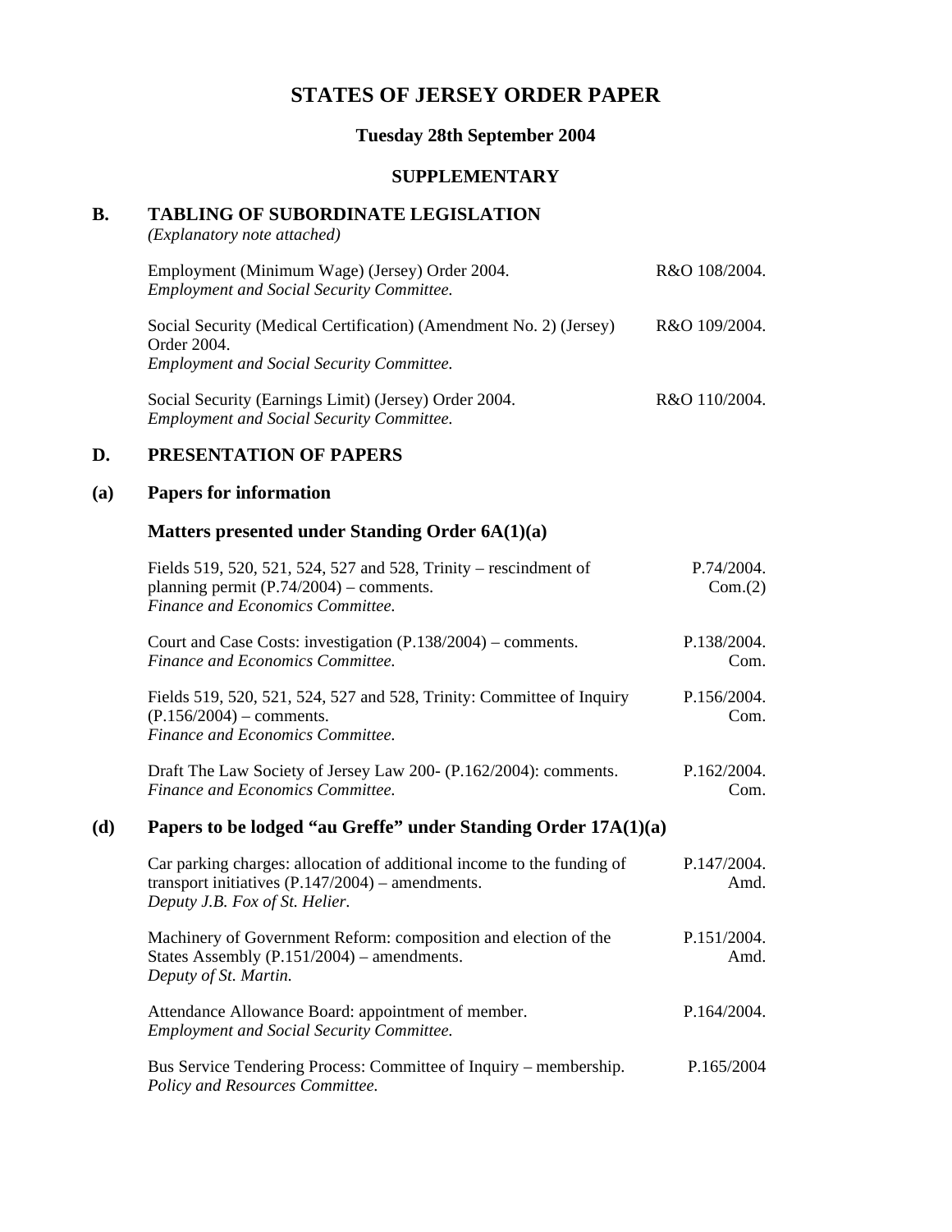# STATES OF JERSEY ORDER PAPER

### Tuesday 28th September 2004

### SUPPLEMENTARY

## B. TABLING OF SUBORDINATE LEGISLATION

*(Explanatory note attached)*

Employment (Minimum Wage) (Jersey) Order 2004. R&O 108/2004.
*Employment and Social Security Committee.*

Social Security (Medical Certification) (Amendment No. 2) (Jersey) Order 2004. R&O 109/2004.
*Employment and Social Security Committee.*

Social Security (Earnings Limit) (Jersey) Order 2004. R&O 110/2004.
*Employment and Social Security Committee.*

## D. PRESENTATION OF PAPERS

### (a) Papers for information

### Matters presented under Standing Order 6A(1)(a)

Fields 519, 520, 521, 524, 527 and 528, Trinity – rescindment of planning permit (P.74/2004) – comments. P.74/2004. Com.(2)
*Finance and Economics Committee.*

Court and Case Costs: investigation (P.138/2004) – comments. P.138/2004. Com.
*Finance and Economics Committee.*

Fields 519, 520, 521, 524, 527 and 528, Trinity: Committee of Inquiry (P.156/2004) – comments. P.156/2004. Com.
*Finance and Economics Committee.*

Draft The Law Society of Jersey Law 200- (P.162/2004): comments. P.162/2004. Com.
*Finance and Economics Committee.*

### (d) Papers to be lodged "au Greffe" under Standing Order 17A(1)(a)

Car parking charges: allocation of additional income to the funding of transport initiatives (P.147/2004) – amendments. P.147/2004. Amd.
*Deputy J.B. Fox of St. Helier.*

Machinery of Government Reform: composition and election of the States Assembly (P.151/2004) – amendments. P.151/2004. Amd.
*Deputy of St. Martin.*

Attendance Allowance Board: appointment of member. P.164/2004.
*Employment and Social Security Committee.*

Bus Service Tendering Process: Committee of Inquiry – membership. P.165/2004
*Policy and Resources Committee.*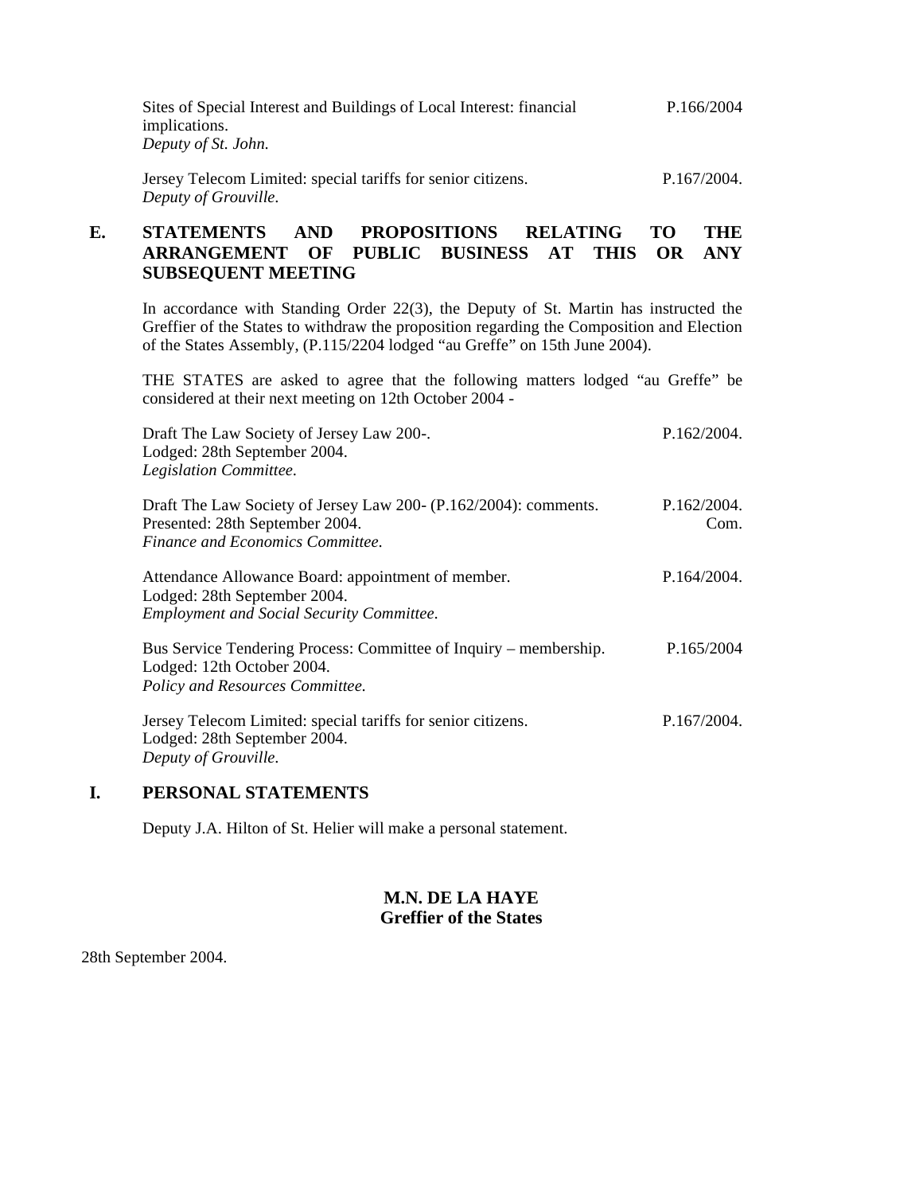Sites of Special Interest and Buildings of Local Interest: financial implications. P.166/2004
*Deputy of St. John.*

Jersey Telecom Limited: special tariffs for senior citizens. P.167/2004.
*Deputy of Grouville.*

## E. STATEMENTS AND PROPOSITIONS RELATING TO THE ARRANGEMENT OF PUBLIC BUSINESS AT THIS OR ANY SUBSEQUENT MEETING

In accordance with Standing Order 22(3), the Deputy of St. Martin has instructed the Greffier of the States to withdraw the proposition regarding the Composition and Election of the States Assembly, (P.115/2204 lodged "au Greffe" on 15th June 2004).

THE STATES are asked to agree that the following matters lodged "au Greffe" be considered at their next meeting on 12th October 2004 -

Draft The Law Society of Jersey Law 200-. P.162/2004.
Lodged: 28th September 2004.
*Legislation Committee.*

Draft The Law Society of Jersey Law 200- (P.162/2004): comments. P.162/2004. Com.
Presented: 28th September 2004.
*Finance and Economics Committee.*

Attendance Allowance Board: appointment of member. P.164/2004.
Lodged: 28th September 2004.
*Employment and Social Security Committee.*

Bus Service Tendering Process: Committee of Inquiry – membership. P.165/2004
Lodged: 12th October 2004.
*Policy and Resources Committee.*

Jersey Telecom Limited: special tariffs for senior citizens. P.167/2004.
Lodged: 28th September 2004.
*Deputy of Grouville.*

## I. PERSONAL STATEMENTS

Deputy J.A. Hilton of St. Helier will make a personal statement.

**M.N. DE LA HAYE**
**Greffier of the States**

28th September 2004.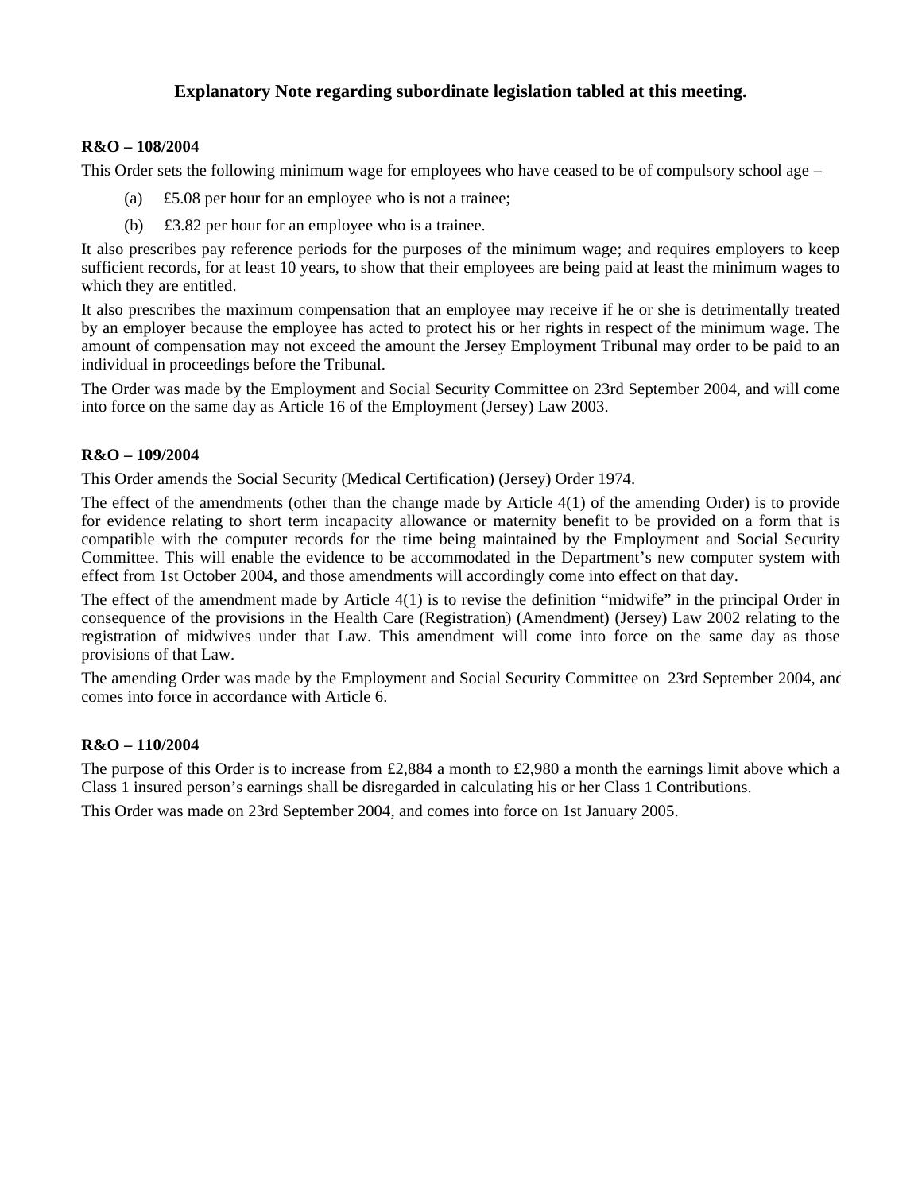## Explanatory Note regarding subordinate legislation tabled at this meeting.

**R&O – 108/2004**

This Order sets the following minimum wage for employees who have ceased to be of compulsory school age –

(a) £5.08 per hour for an employee who is not a trainee;

(b) £3.82 per hour for an employee who is a trainee.

It also prescribes pay reference periods for the purposes of the minimum wage; and requires employers to keep sufficient records, for at least 10 years, to show that their employees are being paid at least the minimum wages to which they are entitled.

It also prescribes the maximum compensation that an employee may receive if he or she is detrimentally treated by an employer because the employee has acted to protect his or her rights in respect of the minimum wage. The amount of compensation may not exceed the amount the Jersey Employment Tribunal may order to be paid to an individual in proceedings before the Tribunal.

The Order was made by the Employment and Social Security Committee on 23rd September 2004, and will come into force on the same day as Article 16 of the Employment (Jersey) Law 2003.

**R&O – 109/2004**

This Order amends the Social Security (Medical Certification) (Jersey) Order 1974.

The effect of the amendments (other than the change made by Article 4(1) of the amending Order) is to provide for evidence relating to short term incapacity allowance or maternity benefit to be provided on a form that is compatible with the computer records for the time being maintained by the Employment and Social Security Committee. This will enable the evidence to be accommodated in the Department's new computer system with effect from 1st October 2004, and those amendments will accordingly come into effect on that day.

The effect of the amendment made by Article 4(1) is to revise the definition "midwife" in the principal Order in consequence of the provisions in the Health Care (Registration) (Amendment) (Jersey) Law 2002 relating to the registration of midwives under that Law. This amendment will come into force on the same day as those provisions of that Law.

The amending Order was made by the Employment and Social Security Committee on 23rd September 2004, and comes into force in accordance with Article 6.

**R&O – 110/2004**

The purpose of this Order is to increase from £2,884 a month to £2,980 a month the earnings limit above which a Class 1 insured person's earnings shall be disregarded in calculating his or her Class 1 Contributions.

This Order was made on 23rd September 2004, and comes into force on 1st January 2005.